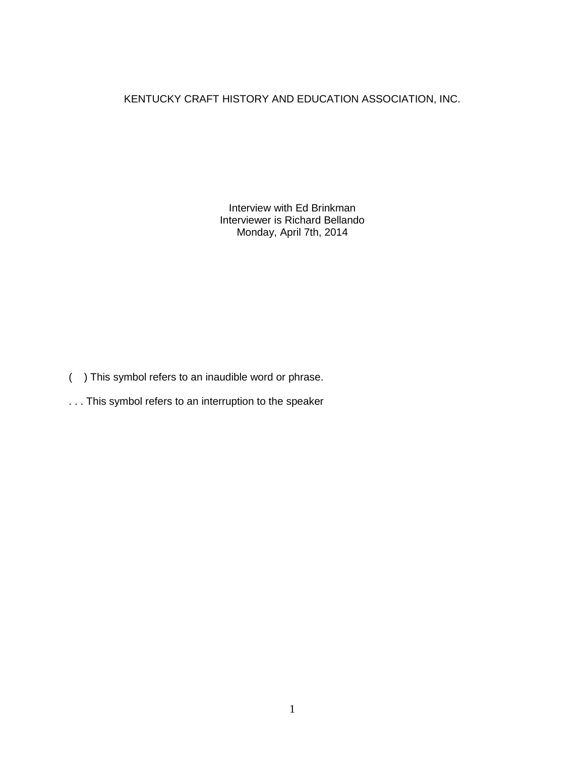KENTUCKY CRAFT HISTORY AND EDUCATION ASSOCIATION, INC.

Interview with Ed Brinkman
Interviewer is Richard Bellando
Monday, April 7th, 2014

( ) This symbol refers to an inaudible word or phrase.

. . . This symbol refers to an interruption to the speaker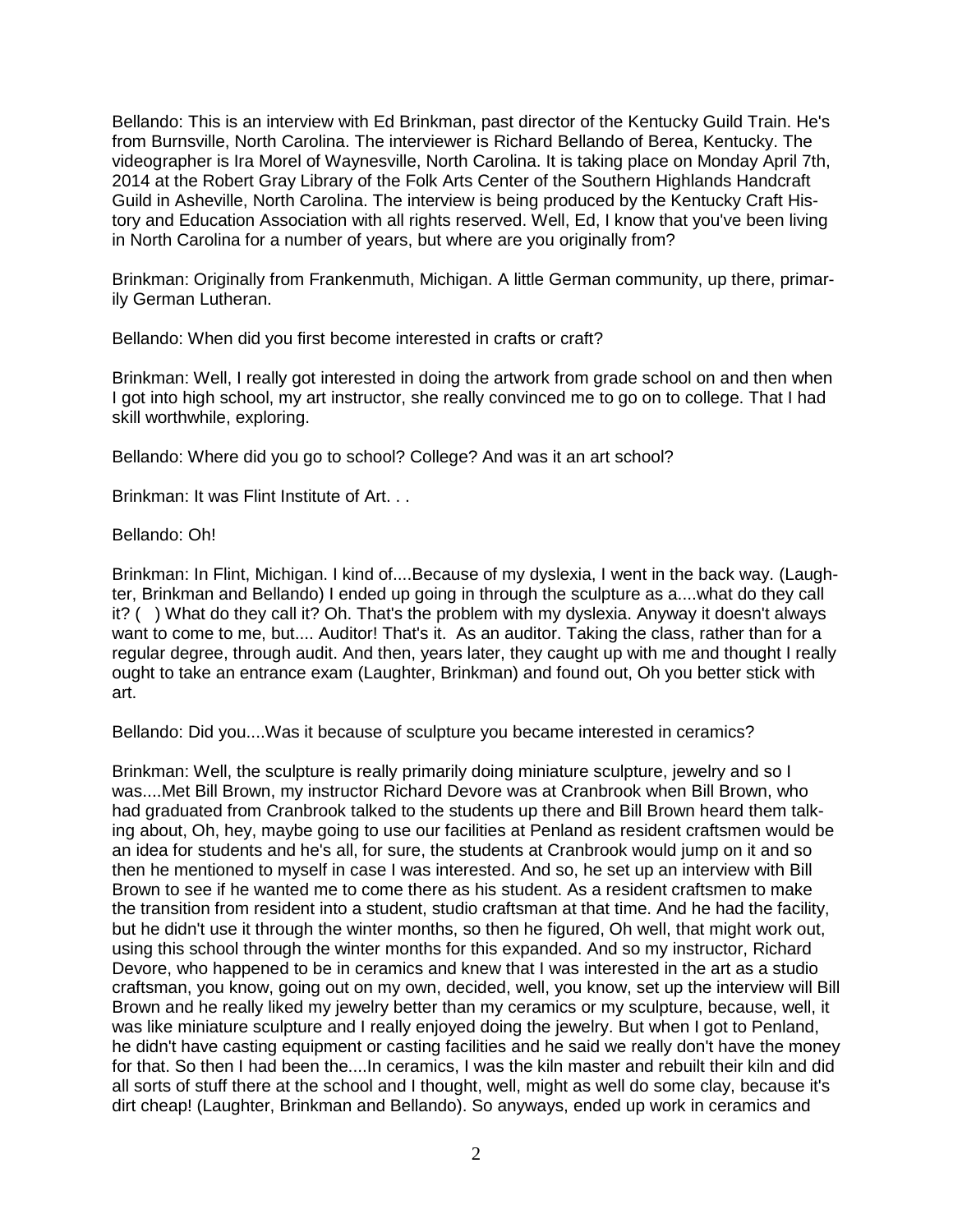Bellando: This is an interview with Ed Brinkman, past director of the Kentucky Guild Train. He's from Burnsville, North Carolina. The interviewer is Richard Bellando of Berea, Kentucky. The videographer is Ira Morel of Waynesville, North Carolina. It is taking place on Monday April 7th, 2014 at the Robert Gray Library of the Folk Arts Center of the Southern Highlands Handcraft Guild in Asheville, North Carolina. The interview is being produced by the Kentucky Craft History and Education Association with all rights reserved. Well, Ed, I know that you've been living in North Carolina for a number of years, but where are you originally from?

Brinkman: Originally from Frankenmuth, Michigan. A little German community, up there, primarily German Lutheran.

Bellando: When did you first become interested in crafts or craft?

Brinkman: Well, I really got interested in doing the artwork from grade school on and then when I got into high school, my art instructor, she really convinced me to go on to college. That I had skill worthwhile, exploring.

Bellando: Where did you go to school? College? And was it an art school?

Brinkman: It was Flint Institute of Art. . .

Bellando: Oh!

Brinkman: In Flint, Michigan. I kind of....Because of my dyslexia, I went in the back way. (Laughter, Brinkman and Bellando) I ended up going in through the sculpture as a....what do they call it? ( ) What do they call it? Oh. That's the problem with my dyslexia. Anyway it doesn't always want to come to me, but.... Auditor! That's it. As an auditor. Taking the class, rather than for a regular degree, through audit. And then, years later, they caught up with me and thought I really ought to take an entrance exam (Laughter, Brinkman) and found out, Oh you better stick with art.

Bellando: Did you....Was it because of sculpture you became interested in ceramics?

Brinkman: Well, the sculpture is really primarily doing miniature sculpture, jewelry and so I was....Met Bill Brown, my instructor Richard Devore was at Cranbrook when Bill Brown, who had graduated from Cranbrook talked to the students up there and Bill Brown heard them talking about, Oh, hey, maybe going to use our facilities at Penland as resident craftsmen would be an idea for students and he's all, for sure, the students at Cranbrook would jump on it and so then he mentioned to myself in case I was interested. And so, he set up an interview with Bill Brown to see if he wanted me to come there as his student. As a resident craftsmen to make the transition from resident into a student, studio craftsman at that time. And he had the facility, but he didn't use it through the winter months, so then he figured, Oh well, that might work out, using this school through the winter months for this expanded. And so my instructor, Richard Devore, who happened to be in ceramics and knew that I was interested in the art as a studio craftsman, you know, going out on my own, decided, well, you know, set up the interview will Bill Brown and he really liked my jewelry better than my ceramics or my sculpture, because, well, it was like miniature sculpture and I really enjoyed doing the jewelry. But when I got to Penland, he didn't have casting equipment or casting facilities and he said we really don't have the money for that. So then I had been the....In ceramics, I was the kiln master and rebuilt their kiln and did all sorts of stuff there at the school and I thought, well, might as well do some clay, because it's dirt cheap! (Laughter, Brinkman and Bellando). So anyways, ended up work in ceramics and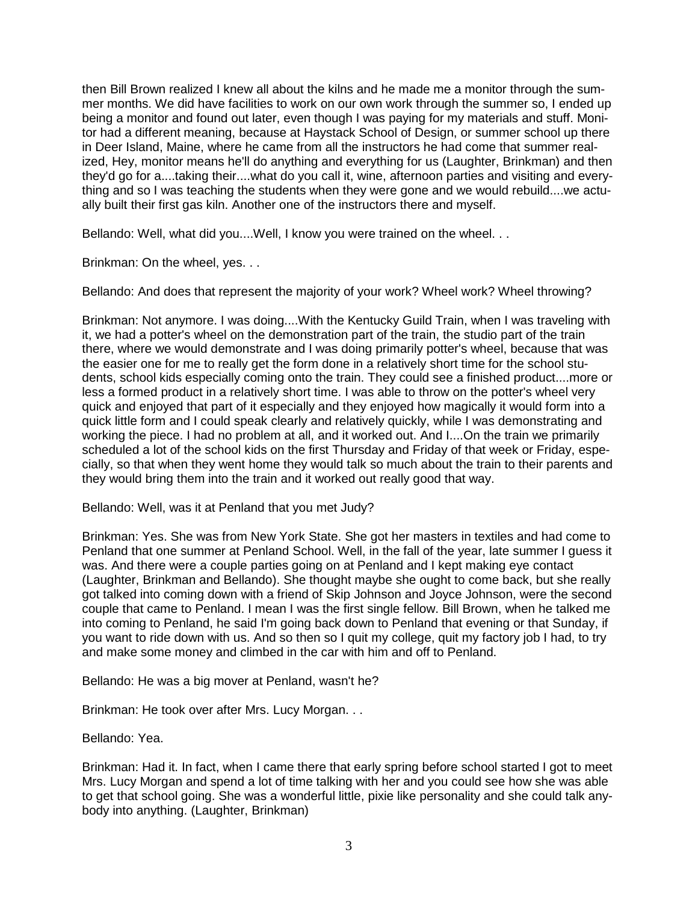then Bill Brown realized I knew all about the kilns and he made me a monitor through the summer months. We did have facilities to work on our own work through the summer so, I ended up being a monitor and found out later, even though I was paying for my materials and stuff. Monitor had a different meaning, because at Haystack School of Design, or summer school up there in Deer Island, Maine, where he came from all the instructors he had come that summer realized, Hey, monitor means he'll do anything and everything for us (Laughter, Brinkman) and then they'd go for a....taking their....what do you call it, wine, afternoon parties and visiting and everything and so I was teaching the students when they were gone and we would rebuild....we actually built their first gas kiln. Another one of the instructors there and myself.

Bellando: Well, what did you....Well, I know you were trained on the wheel. . .

Brinkman: On the wheel, yes. . .

Bellando: And does that represent the majority of your work? Wheel work? Wheel throwing?

Brinkman: Not anymore. I was doing....With the Kentucky Guild Train, when I was traveling with it, we had a potter's wheel on the demonstration part of the train, the studio part of the train there, where we would demonstrate and I was doing primarily potter's wheel, because that was the easier one for me to really get the form done in a relatively short time for the school students, school kids especially coming onto the train. They could see a finished product....more or less a formed product in a relatively short time. I was able to throw on the potter's wheel very quick and enjoyed that part of it especially and they enjoyed how magically it would form into a quick little form and I could speak clearly and relatively quickly, while I was demonstrating and working the piece. I had no problem at all, and it worked out. And I....On the train we primarily scheduled a lot of the school kids on the first Thursday and Friday of that week or Friday, especially, so that when they went home they would talk so much about the train to their parents and they would bring them into the train and it worked out really good that way.

Bellando: Well, was it at Penland that you met Judy?

Brinkman: Yes. She was from New York State. She got her masters in textiles and had come to Penland that one summer at Penland School. Well, in the fall of the year, late summer I guess it was. And there were a couple parties going on at Penland and I kept making eye contact (Laughter, Brinkman and Bellando). She thought maybe she ought to come back, but she really got talked into coming down with a friend of Skip Johnson and Joyce Johnson, were the second couple that came to Penland. I mean I was the first single fellow. Bill Brown, when he talked me into coming to Penland, he said I'm going back down to Penland that evening or that Sunday, if you want to ride down with us. And so then so I quit my college, quit my factory job I had, to try and make some money and climbed in the car with him and off to Penland.

Bellando: He was a big mover at Penland, wasn't he?

Brinkman: He took over after Mrs. Lucy Morgan. . .

Bellando: Yea.

Brinkman: Had it. In fact, when I came there that early spring before school started I got to meet Mrs. Lucy Morgan and spend a lot of time talking with her and you could see how she was able to get that school going. She was a wonderful little, pixie like personality and she could talk anybody into anything. (Laughter, Brinkman)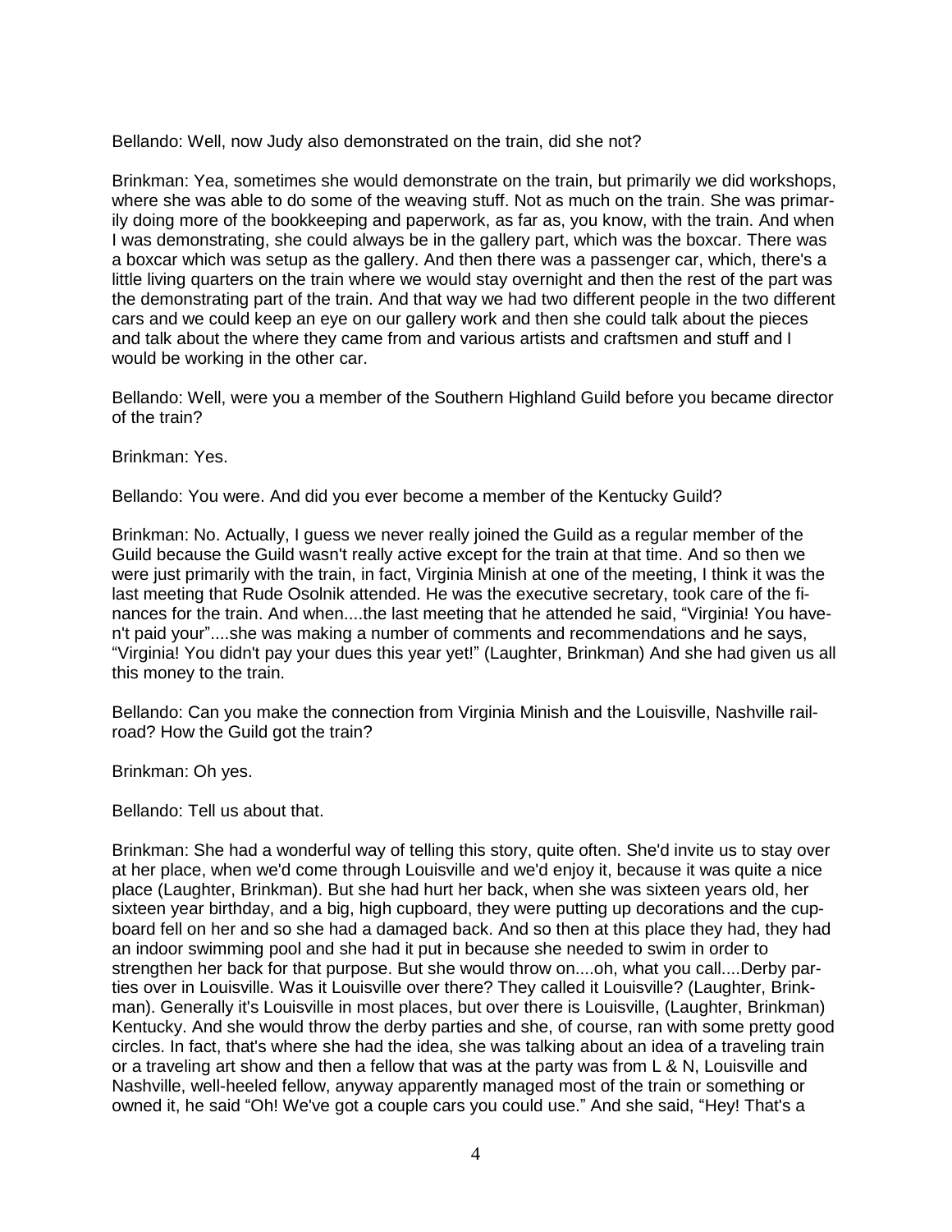Bellando: Well, now Judy also demonstrated on the train, did she not?

Brinkman: Yea, sometimes she would demonstrate on the train, but primarily we did workshops, where she was able to do some of the weaving stuff. Not as much on the train. She was primarily doing more of the bookkeeping and paperwork, as far as, you know, with the train. And when I was demonstrating, she could always be in the gallery part, which was the boxcar. There was a boxcar which was setup as the gallery. And then there was a passenger car, which, there's a little living quarters on the train where we would stay overnight and then the rest of the part was the demonstrating part of the train. And that way we had two different people in the two different cars and we could keep an eye on our gallery work and then she could talk about the pieces and talk about the where they came from and various artists and craftsmen and stuff and I would be working in the other car.

Bellando: Well, were you a member of the Southern Highland Guild before you became director of the train?

Brinkman: Yes.

Bellando: You were. And did you ever become a member of the Kentucky Guild?

Brinkman: No. Actually, I guess we never really joined the Guild as a regular member of the Guild because the Guild wasn't really active except for the train at that time. And so then we were just primarily with the train, in fact, Virginia Minish at one of the meeting, I think it was the last meeting that Rude Osolnik attended. He was the executive secretary, took care of the finances for the train. And when....the last meeting that he attended he said, "Virginia! You haven't paid your"....she was making a number of comments and recommendations and he says, "Virginia! You didn't pay your dues this year yet!" (Laughter, Brinkman) And she had given us all this money to the train.

Bellando: Can you make the connection from Virginia Minish and the Louisville, Nashville railroad? How the Guild got the train?

Brinkman: Oh yes.

Bellando: Tell us about that.

Brinkman: She had a wonderful way of telling this story, quite often. She'd invite us to stay over at her place, when we'd come through Louisville and we'd enjoy it, because it was quite a nice place (Laughter, Brinkman). But she had hurt her back, when she was sixteen years old, her sixteen year birthday, and a big, high cupboard, they were putting up decorations and the cupboard fell on her and so she had a damaged back. And so then at this place they had, they had an indoor swimming pool and she had it put in because she needed to swim in order to strengthen her back for that purpose. But she would throw on....oh, what you call....Derby parties over in Louisville. Was it Louisville over there? They called it Louisville? (Laughter, Brinkman). Generally it's Louisville in most places, but over there is Louisville, (Laughter, Brinkman) Kentucky. And she would throw the derby parties and she, of course, ran with some pretty good circles. In fact, that's where she had the idea, she was talking about an idea of a traveling train or a traveling art show and then a fellow that was at the party was from L & N, Louisville and Nashville, well-heeled fellow, anyway apparently managed most of the train or something or owned it, he said "Oh! We've got a couple cars you could use." And she said, "Hey! That's a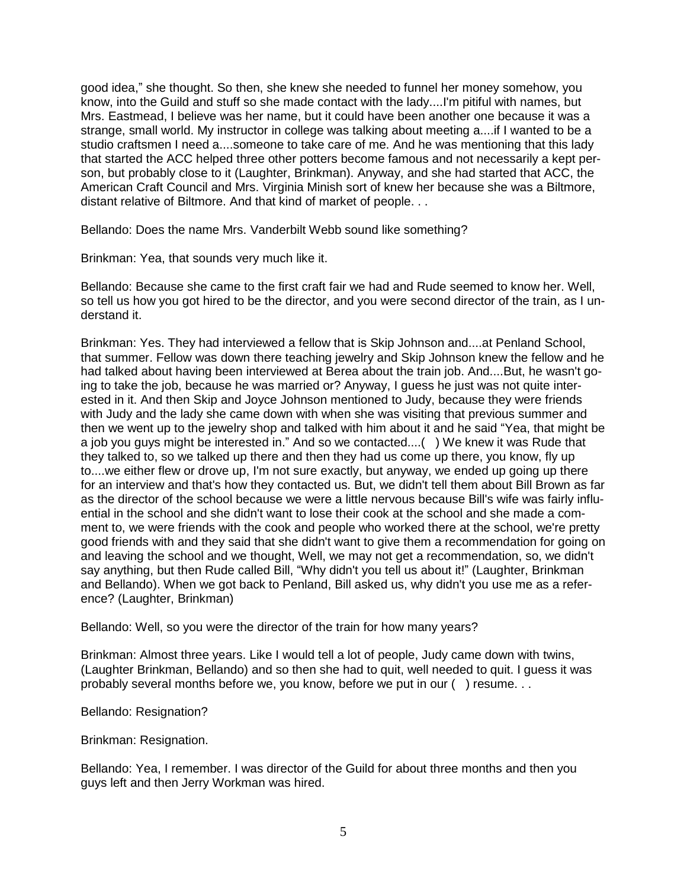good idea," she thought. So then, she knew she needed to funnel her money somehow, you know, into the Guild and stuff so she made contact with the lady....I'm pitiful with names, but Mrs. Eastmead, I believe was her name, but it could have been another one because it was a strange, small world. My instructor in college was talking about meeting a....if I wanted to be a studio craftsmen I need a....someone to take care of me. And he was mentioning that this lady that started the ACC helped three other potters become famous and not necessarily a kept person, but probably close to it (Laughter, Brinkman). Anyway, and she had started that ACC, the American Craft Council and Mrs. Virginia Minish sort of knew her because she was a Biltmore, distant relative of Biltmore. And that kind of market of people. . .

Bellando: Does the name Mrs. Vanderbilt Webb sound like something?

Brinkman: Yea, that sounds very much like it.

Bellando: Because she came to the first craft fair we had and Rude seemed to know her. Well, so tell us how you got hired to be the director, and you were second director of the train, as I understand it.

Brinkman: Yes. They had interviewed a fellow that is Skip Johnson and....at Penland School, that summer. Fellow was down there teaching jewelry and Skip Johnson knew the fellow and he had talked about having been interviewed at Berea about the train job. And....But, he wasn't going to take the job, because he was married or? Anyway, I guess he just was not quite interested in it. And then Skip and Joyce Johnson mentioned to Judy, because they were friends with Judy and the lady she came down with when she was visiting that previous summer and then we went up to the jewelry shop and talked with him about it and he said "Yea, that might be a job you guys might be interested in." And so we contacted....( ) We knew it was Rude that they talked to, so we talked up there and then they had us come up there, you know, fly up to....we either flew or drove up, I'm not sure exactly, but anyway, we ended up going up there for an interview and that's how they contacted us. But, we didn't tell them about Bill Brown as far as the director of the school because we were a little nervous because Bill's wife was fairly influential in the school and she didn't want to lose their cook at the school and she made a comment to, we were friends with the cook and people who worked there at the school, we're pretty good friends with and they said that she didn't want to give them a recommendation for going on and leaving the school and we thought, Well, we may not get a recommendation, so, we didn't say anything, but then Rude called Bill, "Why didn't you tell us about it!" (Laughter, Brinkman and Bellando). When we got back to Penland, Bill asked us, why didn't you use me as a reference? (Laughter, Brinkman)

Bellando: Well, so you were the director of the train for how many years?

Brinkman: Almost three years. Like I would tell a lot of people, Judy came down with twins, (Laughter Brinkman, Bellando) and so then she had to quit, well needed to quit. I guess it was probably several months before we, you know, before we put in our ( ) resume. . .

Bellando: Resignation?

Brinkman: Resignation.

Bellando: Yea, I remember. I was director of the Guild for about three months and then you guys left and then Jerry Workman was hired.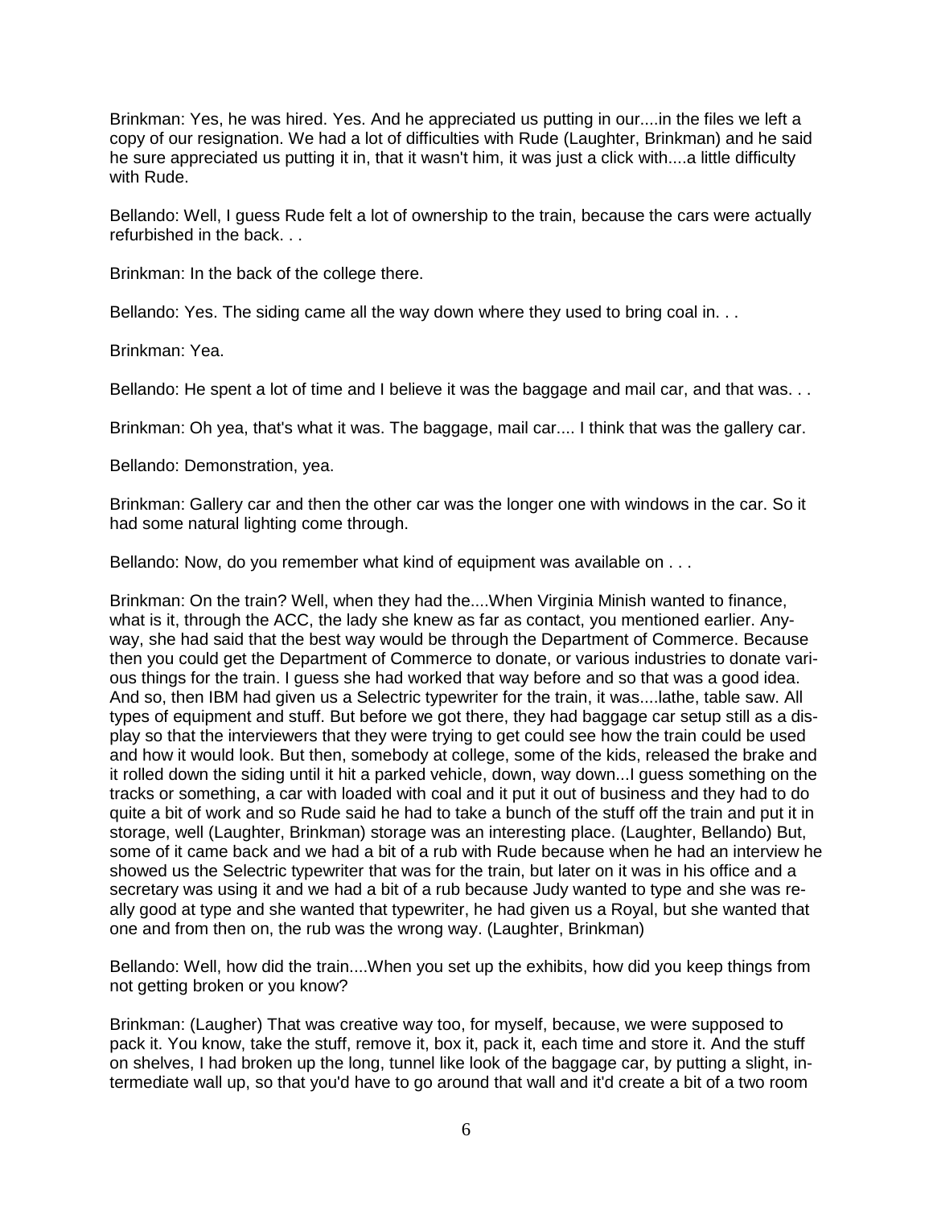Brinkman: Yes, he was hired. Yes. And he appreciated us putting in our....in the files we left a copy of our resignation. We had a lot of difficulties with Rude (Laughter, Brinkman) and he said he sure appreciated us putting it in, that it wasn't him, it was just a click with....a little difficulty with Rude.

Bellando: Well, I guess Rude felt a lot of ownership to the train, because the cars were actually refurbished in the back. . .

Brinkman: In the back of the college there.

Bellando: Yes. The siding came all the way down where they used to bring coal in. . .

Brinkman: Yea.

Bellando: He spent a lot of time and I believe it was the baggage and mail car, and that was. . .

Brinkman: Oh yea, that's what it was. The baggage, mail car.... I think that was the gallery car.

Bellando: Demonstration, yea.

Brinkman: Gallery car and then the other car was the longer one with windows in the car. So it had some natural lighting come through.

Bellando: Now, do you remember what kind of equipment was available on . . .

Brinkman: On the train? Well, when they had the....When Virginia Minish wanted to finance, what is it, through the ACC, the lady she knew as far as contact, you mentioned earlier. Anyway, she had said that the best way would be through the Department of Commerce. Because then you could get the Department of Commerce to donate, or various industries to donate various things for the train. I guess she had worked that way before and so that was a good idea. And so, then IBM had given us a Selectric typewriter for the train, it was....lathe, table saw. All types of equipment and stuff. But before we got there, they had baggage car setup still as a display so that the interviewers that they were trying to get could see how the train could be used and how it would look. But then, somebody at college, some of the kids, released the brake and it rolled down the siding until it hit a parked vehicle, down, way down...I guess something on the tracks or something, a car with loaded with coal and it put it out of business and they had to do quite a bit of work and so Rude said he had to take a bunch of the stuff off the train and put it in storage, well (Laughter, Brinkman) storage was an interesting place. (Laughter, Bellando) But, some of it came back and we had a bit of a rub with Rude because when he had an interview he showed us the Selectric typewriter that was for the train, but later on it was in his office and a secretary was using it and we had a bit of a rub because Judy wanted to type and she was really good at type and she wanted that typewriter, he had given us a Royal, but she wanted that one and from then on, the rub was the wrong way. (Laughter, Brinkman)

Bellando: Well, how did the train....When you set up the exhibits, how did you keep things from not getting broken or you know?

Brinkman: (Laugher) That was creative way too, for myself, because, we were supposed to pack it. You know, take the stuff, remove it, box it, pack it, each time and store it. And the stuff on shelves, I had broken up the long, tunnel like look of the baggage car, by putting a slight, intermediate wall up, so that you'd have to go around that wall and it'd create a bit of a two room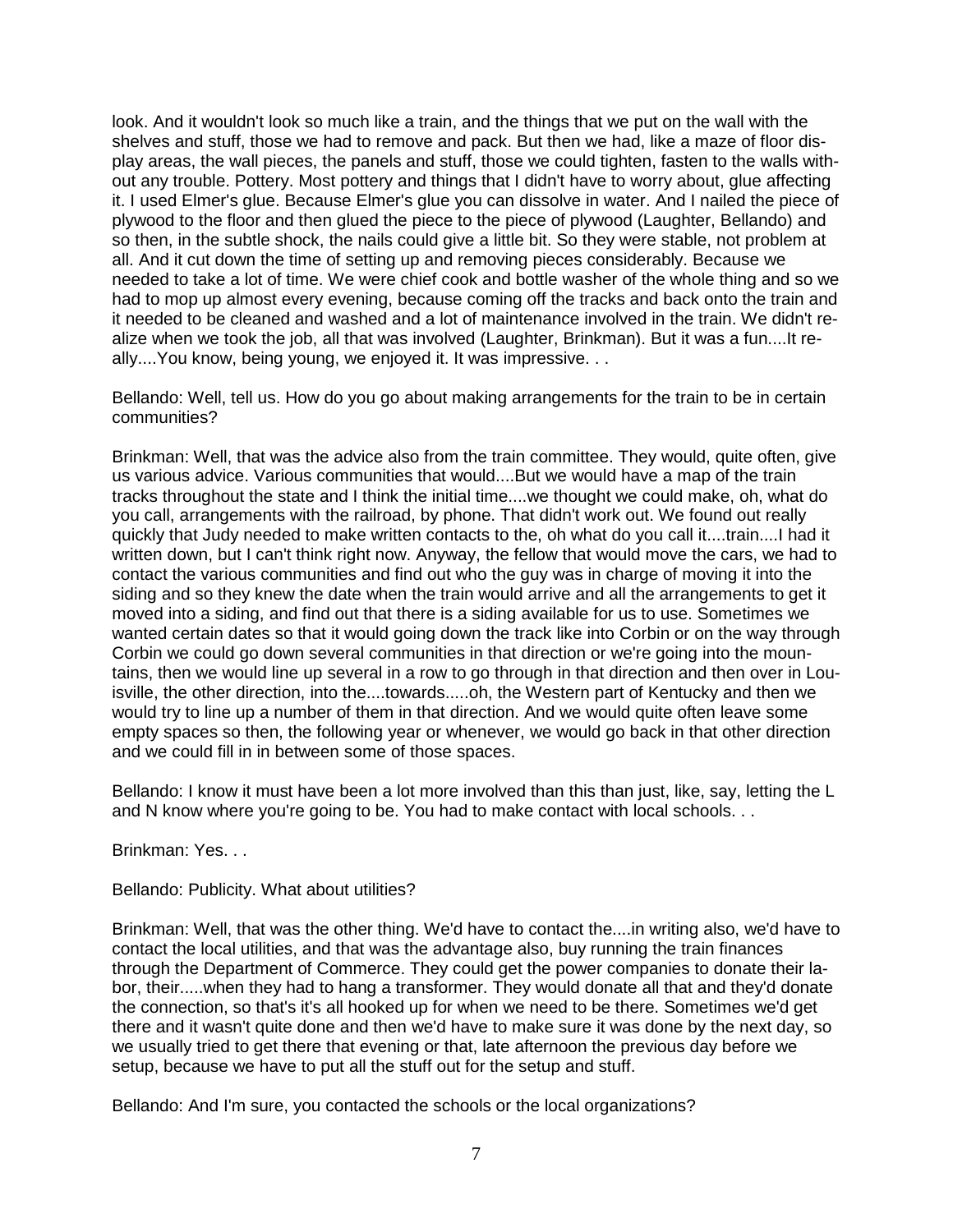look. And it wouldn't look so much like a train, and the things that we put on the wall with the shelves and stuff, those we had to remove and pack. But then we had, like a maze of floor display areas, the wall pieces, the panels and stuff, those we could tighten, fasten to the walls without any trouble. Pottery. Most pottery and things that I didn't have to worry about, glue affecting it. I used Elmer's glue. Because Elmer's glue you can dissolve in water. And I nailed the piece of plywood to the floor and then glued the piece to the piece of plywood (Laughter, Bellando) and so then, in the subtle shock, the nails could give a little bit. So they were stable, not problem at all. And it cut down the time of setting up and removing pieces considerably. Because we needed to take a lot of time. We were chief cook and bottle washer of the whole thing and so we had to mop up almost every evening, because coming off the tracks and back onto the train and it needed to be cleaned and washed and a lot of maintenance involved in the train. We didn't realize when we took the job, all that was involved (Laughter, Brinkman). But it was a fun....It really....You know, being young, we enjoyed it. It was impressive. . .

Bellando: Well, tell us. How do you go about making arrangements for the train to be in certain communities?

Brinkman: Well, that was the advice also from the train committee. They would, quite often, give us various advice. Various communities that would....But we would have a map of the train tracks throughout the state and I think the initial time....we thought we could make, oh, what do you call, arrangements with the railroad, by phone. That didn't work out. We found out really quickly that Judy needed to make written contacts to the, oh what do you call it....train....I had it written down, but I can't think right now. Anyway, the fellow that would move the cars, we had to contact the various communities and find out who the guy was in charge of moving it into the siding and so they knew the date when the train would arrive and all the arrangements to get it moved into a siding, and find out that there is a siding available for us to use. Sometimes we wanted certain dates so that it would going down the track like into Corbin or on the way through Corbin we could go down several communities in that direction or we're going into the mountains, then we would line up several in a row to go through in that direction and then over in Louisville, the other direction, into the....towards.....oh, the Western part of Kentucky and then we would try to line up a number of them in that direction. And we would quite often leave some empty spaces so then, the following year or whenever, we would go back in that other direction and we could fill in in between some of those spaces.

Bellando: I know it must have been a lot more involved than this than just, like, say, letting the L and N know where you're going to be. You had to make contact with local schools. . .

Brinkman: Yes. . .

Bellando: Publicity. What about utilities?

Brinkman: Well, that was the other thing. We'd have to contact the....in writing also, we'd have to contact the local utilities, and that was the advantage also, buy running the train finances through the Department of Commerce. They could get the power companies to donate their labor, their.....when they had to hang a transformer. They would donate all that and they'd donate the connection, so that's it's all hooked up for when we need to be there. Sometimes we'd get there and it wasn't quite done and then we'd have to make sure it was done by the next day, so we usually tried to get there that evening or that, late afternoon the previous day before we setup, because we have to put all the stuff out for the setup and stuff.

Bellando: And I'm sure, you contacted the schools or the local organizations?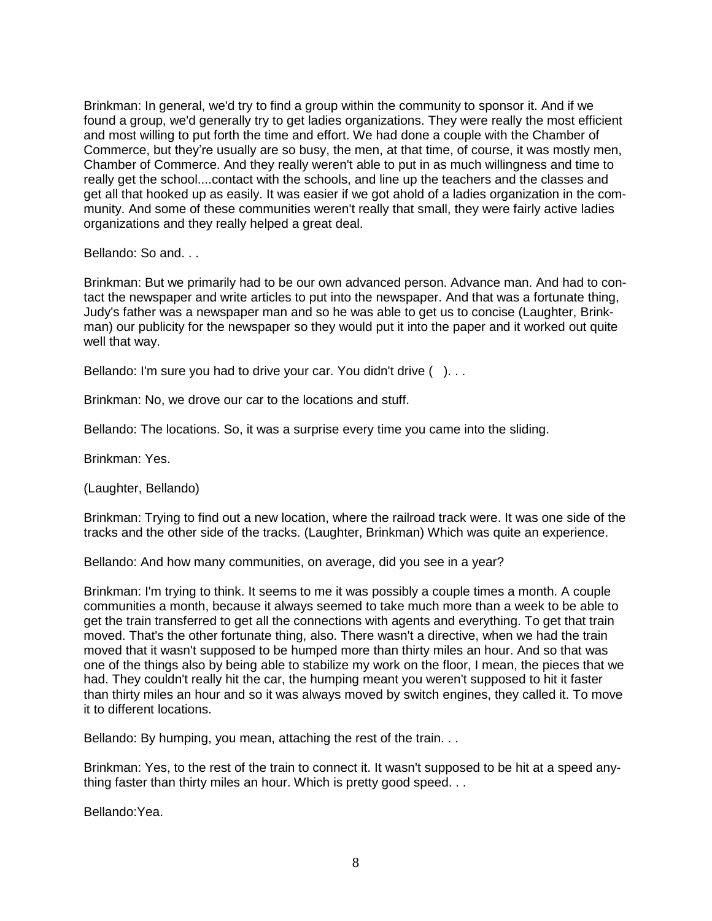Brinkman: In general, we'd try to find a group within the community to sponsor it. And if we found a group, we'd generally try to get ladies organizations. They were really the most efficient and most willing to put forth the time and effort. We had done a couple with the Chamber of Commerce, but they're usually are so busy, the men, at that time, of course, it was mostly men, Chamber of Commerce. And they really weren't able to put in as much willingness and time to really get the school....contact with the schools, and line up the teachers and the classes and get all that hooked up as easily. It was easier if we got ahold of a ladies organization in the community. And some of these communities weren't really that small, they were fairly active ladies organizations and they really helped a great deal.

Bellando: So and. . .

Brinkman: But we primarily had to be our own advanced person. Advance man. And had to contact the newspaper and write articles to put into the newspaper. And that was a fortunate thing, Judy's father was a newspaper man and so he was able to get us to concise (Laughter, Brinkman) our publicity for the newspaper so they would put it into the paper and it worked out quite well that way.

Bellando: I'm sure you had to drive your car. You didn't drive ( ). . .

Brinkman: No, we drove our car to the locations and stuff.

Bellando: The locations. So, it was a surprise every time you came into the sliding.

Brinkman: Yes.

(Laughter, Bellando)

Brinkman: Trying to find out a new location, where the railroad track were. It was one side of the tracks and the other side of the tracks. (Laughter, Brinkman) Which was quite an experience.

Bellando: And how many communities, on average, did you see in a year?

Brinkman: I'm trying to think. It seems to me it was possibly a couple times a month. A couple communities a month, because it always seemed to take much more than a week to be able to get the train transferred to get all the connections with agents and everything. To get that train moved. That's the other fortunate thing, also. There wasn't a directive, when we had the train moved that it wasn't supposed to be humped more than thirty miles an hour. And so that was one of the things also by being able to stabilize my work on the floor, I mean, the pieces that we had. They couldn't really hit the car, the humping meant you weren't supposed to hit it faster than thirty miles an hour and so it was always moved by switch engines, they called it. To move it to different locations.

Bellando: By humping, you mean, attaching the rest of the train. . .

Brinkman: Yes, to the rest of the train to connect it. It wasn't supposed to be hit at a speed anything faster than thirty miles an hour. Which is pretty good speed. . .

Bellando:Yea.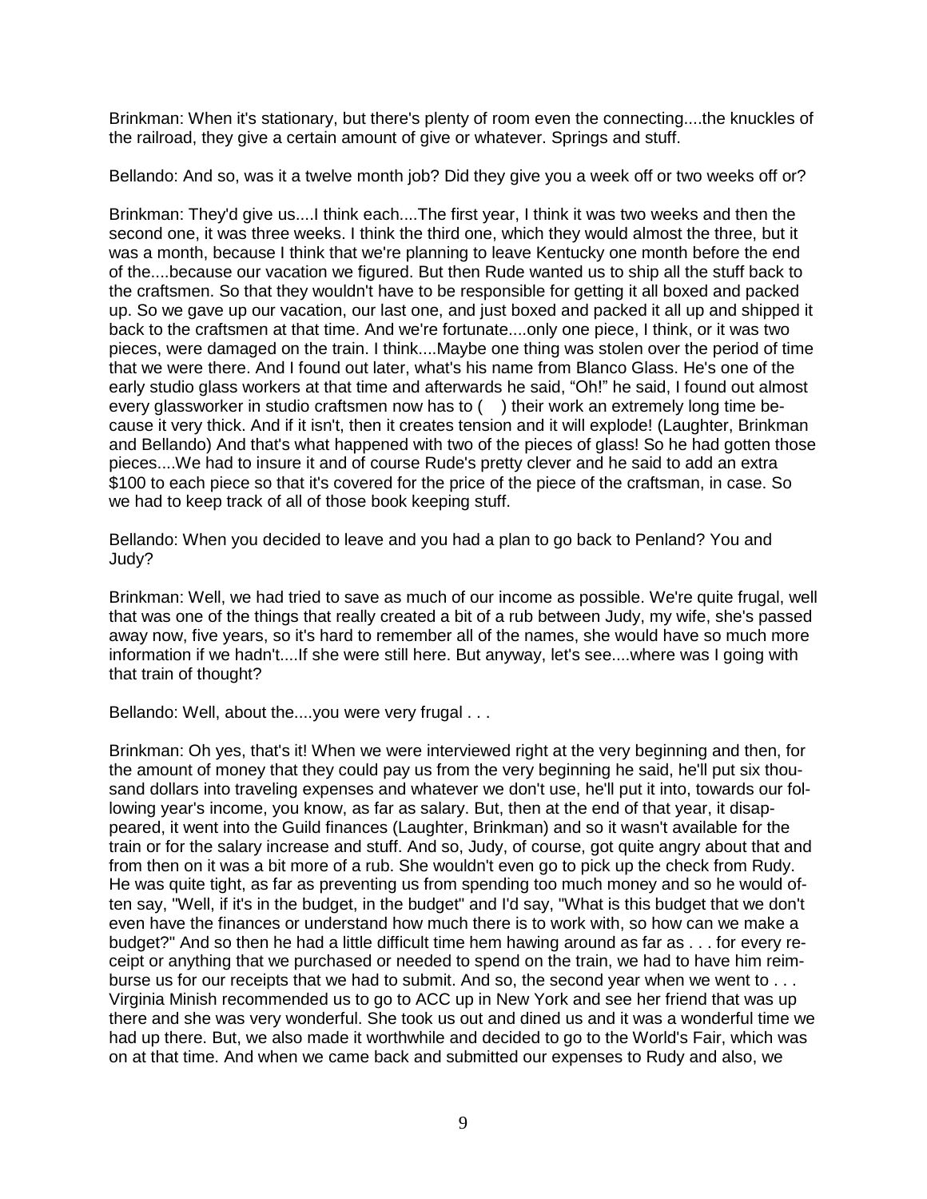Brinkman: When it's stationary, but there's plenty of room even the connecting....the knuckles of the railroad, they give a certain amount of give or whatever. Springs and stuff.

Bellando: And so, was it a twelve month job? Did they give you a week off or two weeks off or?

Brinkman: They'd give us....I think each....The first year, I think it was two weeks and then the second one, it was three weeks. I think the third one, which they would almost the three, but it was a month, because I think that we're planning to leave Kentucky one month before the end of the....because our vacation we figured. But then Rude wanted us to ship all the stuff back to the craftsmen. So that they wouldn't have to be responsible for getting it all boxed and packed up. So we gave up our vacation, our last one, and just boxed and packed it all up and shipped it back to the craftsmen at that time. And we're fortunate....only one piece, I think, or it was two pieces, were damaged on the train. I think....Maybe one thing was stolen over the period of time that we were there. And I found out later, what's his name from Blanco Glass. He's one of the early studio glass workers at that time and afterwards he said, “Oh!” he said, I found out almost every glassworker in studio craftsmen now has to ( ) their work an extremely long time because it very thick. And if it isn't, then it creates tension and it will explode! (Laughter, Brinkman and Bellando) And that's what happened with two of the pieces of glass! So he had gotten those pieces....We had to insure it and of course Rude's pretty clever and he said to add an extra $100 to each piece so that it's covered for the price of the piece of the craftsman, in case. So we had to keep track of all of those book keeping stuff.

Bellando: When you decided to leave and you had a plan to go back to Penland? You and Judy?

Brinkman: Well, we had tried to save as much of our income as possible. We're quite frugal, well that was one of the things that really created a bit of a rub between Judy, my wife, she's passed away now, five years, so it's hard to remember all of the names, she would have so much more information if we hadn't....If she were still here. But anyway, let's see....where was I going with that train of thought?

Bellando: Well, about the....you were very frugal . . .

Brinkman: Oh yes, that's it! When we were interviewed right at the very beginning and then, for the amount of money that they could pay us from the very beginning he said, he'll put six thousand dollars into traveling expenses and whatever we don't use, he'll put it into, towards our following year's income, you know, as far as salary. But, then at the end of that year, it disappeared, it went into the Guild finances (Laughter, Brinkman) and so it wasn't available for the train or for the salary increase and stuff. And so, Judy, of course, got quite angry about that and from then on it was a bit more of a rub. She wouldn't even go to pick up the check from Rudy. He was quite tight, as far as preventing us from spending too much money and so he would often say, "Well, if it's in the budget, in the budget" and I'd say, "What is this budget that we don't even have the finances or understand how much there is to work with, so how can we make a budget?" And so then he had a little difficult time hem hawing around as far as . . . for every receipt or anything that we purchased or needed to spend on the train, we had to have him reimburse us for our receipts that we had to submit. And so, the second year when we went to . . . Virginia Minish recommended us to go to ACC up in New York and see her friend that was up there and she was very wonderful. She took us out and dined us and it was a wonderful time we had up there. But, we also made it worthwhile and decided to go to the World's Fair, which was on at that time. And when we came back and submitted our expenses to Rudy and also, we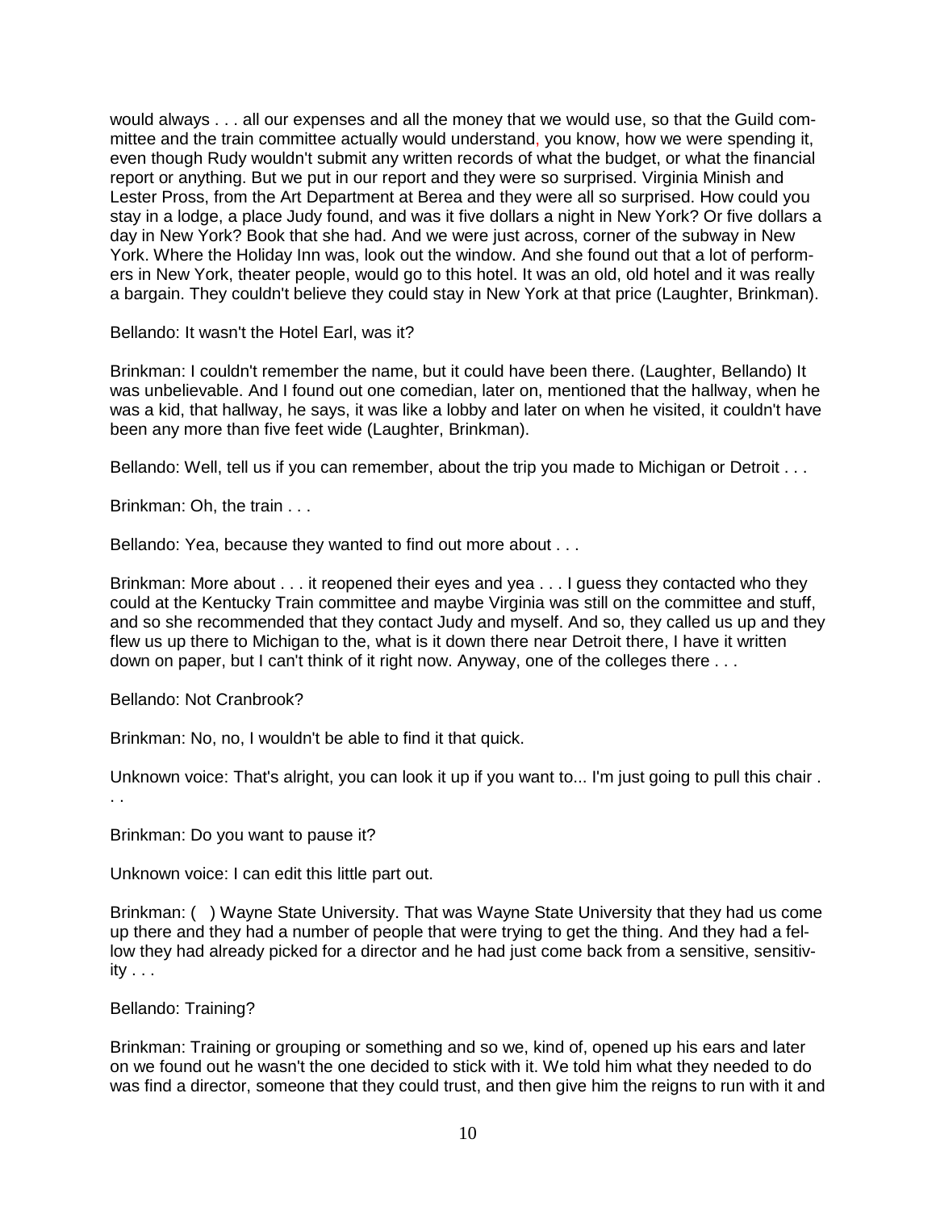would always . . . all our expenses and all the money that we would use, so that the Guild committee and the train committee actually would understand, you know, how we were spending it, even though Rudy wouldn't submit any written records of what the budget, or what the financial report or anything. But we put in our report and they were so surprised. Virginia Minish and Lester Pross, from the Art Department at Berea and they were all so surprised. How could you stay in a lodge, a place Judy found, and was it five dollars a night in New York? Or five dollars a day in New York? Book that she had. And we were just across, corner of the subway in New York. Where the Holiday Inn was, look out the window. And she found out that a lot of performers in New York, theater people, would go to this hotel. It was an old, old hotel and it was really a bargain. They couldn't believe they could stay in New York at that price (Laughter, Brinkman).

Bellando: It wasn't the Hotel Earl, was it?

Brinkman: I couldn't remember the name, but it could have been there. (Laughter, Bellando) It was unbelievable. And I found out one comedian, later on, mentioned that the hallway, when he was a kid, that hallway, he says, it was like a lobby and later on when he visited, it couldn't have been any more than five feet wide (Laughter, Brinkman).

Bellando: Well, tell us if you can remember, about the trip you made to Michigan or Detroit . . .

Brinkman: Oh, the train . . .

Bellando: Yea, because they wanted to find out more about . . .

Brinkman: More about . . . it reopened their eyes and yea . . . I guess they contacted who they could at the Kentucky Train committee and maybe Virginia was still on the committee and stuff, and so she recommended that they contact Judy and myself. And so, they called us up and they flew us up there to Michigan to the, what is it down there near Detroit there, I have it written down on paper, but I can't think of it right now. Anyway, one of the colleges there . . .

Bellando: Not Cranbrook?

Brinkman: No, no, I wouldn't be able to find it that quick.

Unknown voice: That's alright, you can look it up if you want to... I'm just going to pull this chair . . .

Brinkman: Do you want to pause it?

Unknown voice: I can edit this little part out.

Brinkman: (   ) Wayne State University. That was Wayne State University that they had us come up there and they had a number of people that were trying to get the thing. And they had a fellow they had already picked for a director and he had just come back from a sensitive, sensitivity . . .

Bellando: Training?

Brinkman: Training or grouping or something and so we, kind of, opened up his ears and later on we found out he wasn't the one decided to stick with it. We told him what they needed to do was find a director, someone that they could trust, and then give him the reigns to run with it and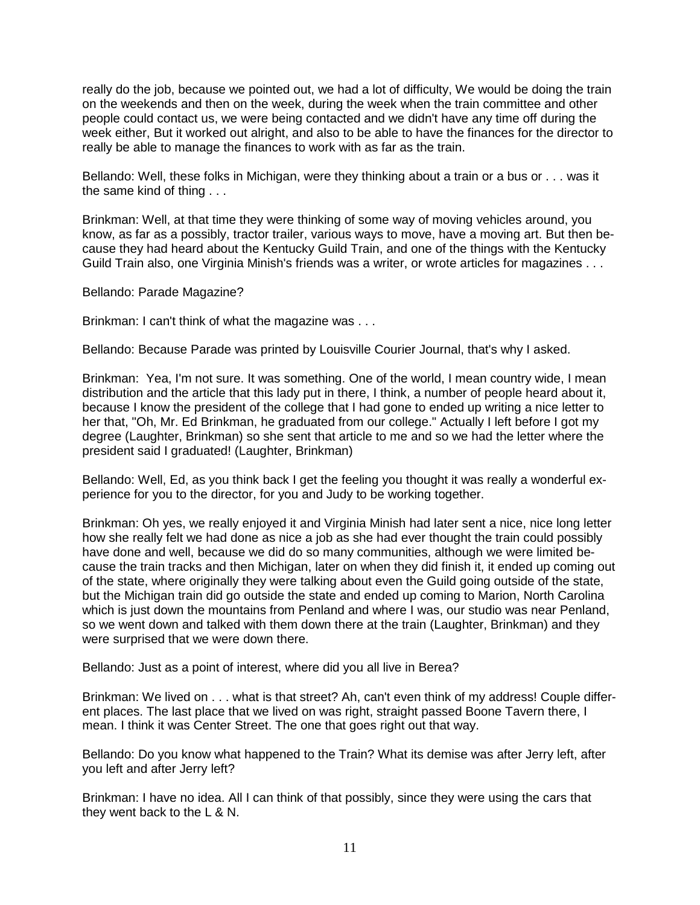really do the job, because we pointed out, we had a lot of difficulty, We would be doing the train on the weekends and then on the week, during the week when the train committee and other people could contact us, we were being contacted and we didn't have any time off during the week either, But it worked out alright, and also to be able to have the finances for the director to really be able to manage the finances to work with as far as the train.

Bellando: Well, these folks in Michigan, were they thinking about a train or a bus or . . . was it the same kind of thing . . .

Brinkman: Well, at that time they were thinking of some way of moving vehicles around, you know, as far as a possibly, tractor trailer, various ways to move, have a moving art. But then because they had heard about the Kentucky Guild Train, and one of the things with the Kentucky Guild Train also, one Virginia Minish's friends was a writer, or wrote articles for magazines . . .

Bellando: Parade Magazine?

Brinkman: I can't think of what the magazine was . . .

Bellando: Because Parade was printed by Louisville Courier Journal, that's why I asked.

Brinkman: Yea, I'm not sure. It was something. One of the world, I mean country wide, I mean distribution and the article that this lady put in there, I think, a number of people heard about it, because I know the president of the college that I had gone to ended up writing a nice letter to her that, "Oh, Mr. Ed Brinkman, he graduated from our college." Actually I left before I got my degree (Laughter, Brinkman) so she sent that article to me and so we had the letter where the president said I graduated! (Laughter, Brinkman)

Bellando: Well, Ed, as you think back I get the feeling you thought it was really a wonderful experience for you to the director, for you and Judy to be working together.

Brinkman: Oh yes, we really enjoyed it and Virginia Minish had later sent a nice, nice long letter how she really felt we had done as nice a job as she had ever thought the train could possibly have done and well, because we did do so many communities, although we were limited because the train tracks and then Michigan, later on when they did finish it, it ended up coming out of the state, where originally they were talking about even the Guild going outside of the state, but the Michigan train did go outside the state and ended up coming to Marion, North Carolina which is just down the mountains from Penland and where I was, our studio was near Penland, so we went down and talked with them down there at the train (Laughter, Brinkman) and they were surprised that we were down there.

Bellando: Just as a point of interest, where did you all live in Berea?

Brinkman: We lived on . . . what is that street? Ah, can't even think of my address! Couple different places. The last place that we lived on was right, straight passed Boone Tavern there, I mean. I think it was Center Street. The one that goes right out that way.

Bellando: Do you know what happened to the Train? What its demise was after Jerry left, after you left and after Jerry left?

Brinkman: I have no idea. All I can think of that possibly, since they were using the cars that they went back to the L & N.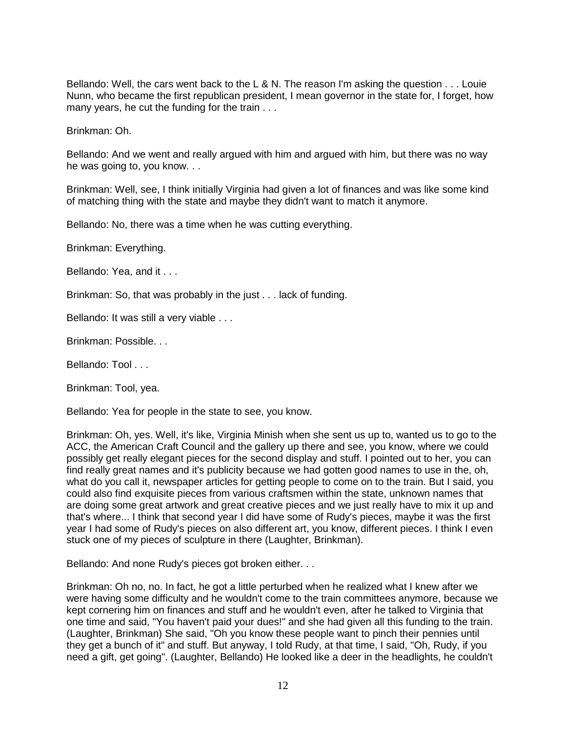Bellando: Well, the cars went back to the L & N. The reason I'm asking the question . . . Louie Nunn, who became the first republican president, I mean governor in the state for, I forget, how many years, he cut the funding for the train . . .

Brinkman: Oh.

Bellando: And we went and really argued with him and argued with him, but there was no way he was going to, you know. . .

Brinkman: Well, see, I think initially Virginia had given a lot of finances and was like some kind of matching thing with the state and maybe they didn't want to match it anymore.

Bellando: No, there was a time when he was cutting everything.

Brinkman: Everything.

Bellando: Yea, and it . . .

Brinkman: So, that was probably in the just . . . lack of funding.

Bellando: It was still a very viable . . .

Brinkman: Possible. . .

Bellando: Tool . . .

Brinkman: Tool, yea.

Bellando: Yea for people in the state to see, you know.

Brinkman: Oh, yes. Well, it's like, Virginia Minish when she sent us up to, wanted us to go to the ACC, the American Craft Council and the gallery up there and see, you know, where we could possibly get really elegant pieces for the second display and stuff. I pointed out to her, you can find really great names and it's publicity because we had gotten good names to use in the, oh, what do you call it, newspaper articles for getting people to come on to the train. But I said, you could also find exquisite pieces from various craftsmen within the state, unknown names that are doing some great artwork and great creative pieces and we just really have to mix it up and that's where... I think that second year I did have some of Rudy's pieces, maybe it was the first year I had some of Rudy's pieces on also different art, you know, different pieces. I think I even stuck one of my pieces of sculpture in there (Laughter, Brinkman).

Bellando: And none Rudy's pieces got broken either. . .

Brinkman: Oh no, no. In fact, he got a little perturbed when he realized what I knew after we were having some difficulty and he wouldn't come to the train committees anymore, because we kept cornering him on finances and stuff and he wouldn't even, after he talked to Virginia that one time and said, "You haven't paid your dues!" and she had given all this funding to the train. (Laughter, Brinkman) She said, "Oh you know these people want to pinch their pennies until they get a bunch of it" and stuff. But anyway, I told Rudy, at that time, I said, "Oh, Rudy, if you need a gift, get going". (Laughter, Bellando) He looked like a deer in the headlights, he couldn't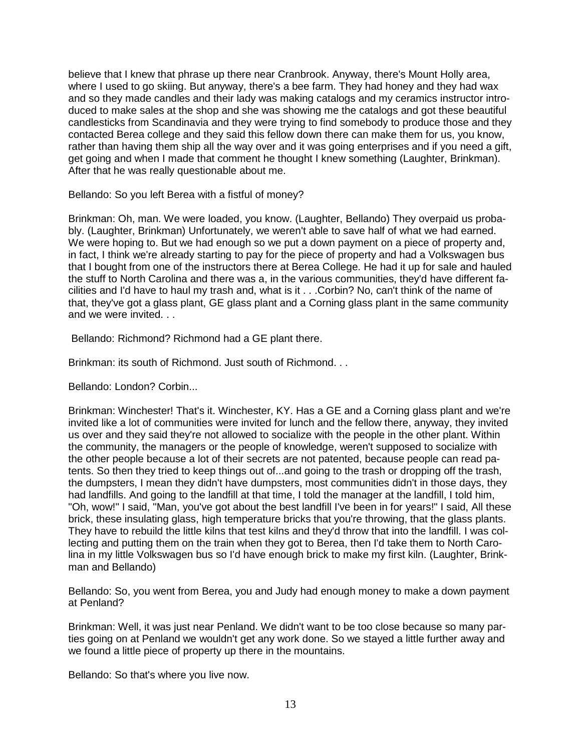believe that I knew that phrase up there near Cranbrook. Anyway, there's Mount Holly area, where I used to go skiing. But anyway, there's a bee farm. They had honey and they had wax and so they made candles and their lady was making catalogs and my ceramics instructor introduced to make sales at the shop and she was showing me the catalogs and got these beautiful candlesticks from Scandinavia and they were trying to find somebody to produce those and they contacted Berea college and they said this fellow down there can make them for us, you know, rather than having them ship all the way over and it was going enterprises and if you need a gift, get going and when I made that comment he thought I knew something (Laughter, Brinkman). After that he was really questionable about me.

Bellando: So you left Berea with a fistful of money?

Brinkman: Oh, man. We were loaded, you know. (Laughter, Bellando) They overpaid us probably. (Laughter, Brinkman) Unfortunately, we weren't able to save half of what we had earned. We were hoping to. But we had enough so we put a down payment on a piece of property and, in fact, I think we're already starting to pay for the piece of property and had a Volkswagen bus that I bought from one of the instructors there at Berea College. He had it up for sale and hauled the stuff to North Carolina and there was a, in the various communities, they'd have different facilities and I'd have to haul my trash and, what is it . . .Corbin? No, can't think of the name of that, they've got a glass plant, GE glass plant and a Corning glass plant in the same community and we were invited. . .

Bellando: Richmond? Richmond had a GE plant there.

Brinkman: its south of Richmond. Just south of Richmond. . .

Bellando: London? Corbin...

Brinkman: Winchester! That's it. Winchester, KY. Has a GE and a Corning glass plant and we're invited like a lot of communities were invited for lunch and the fellow there, anyway, they invited us over and they said they're not allowed to socialize with the people in the other plant. Within the community, the managers or the people of knowledge, weren't supposed to socialize with the other people because a lot of their secrets are not patented, because people can read patents. So then they tried to keep things out of...and going to the trash or dropping off the trash, the dumpsters, I mean they didn't have dumpsters, most communities didn't in those days, they had landfills. And going to the landfill at that time, I told the manager at the landfill, I told him, "Oh, wow!" I said, "Man, you've got about the best landfill I've been in for years!" I said, All these brick, these insulating glass, high temperature bricks that you're throwing, that the glass plants. They have to rebuild the little kilns that test kilns and they'd throw that into the landfill. I was collecting and putting them on the train when they got to Berea, then I'd take them to North Carolina in my little Volkswagen bus so I'd have enough brick to make my first kiln. (Laughter, Brinkman and Bellando)

Bellando: So, you went from Berea, you and Judy had enough money to make a down payment at Penland?

Brinkman: Well, it was just near Penland. We didn't want to be too close because so many parties going on at Penland we wouldn't get any work done. So we stayed a little further away and we found a little piece of property up there in the mountains.

Bellando: So that's where you live now.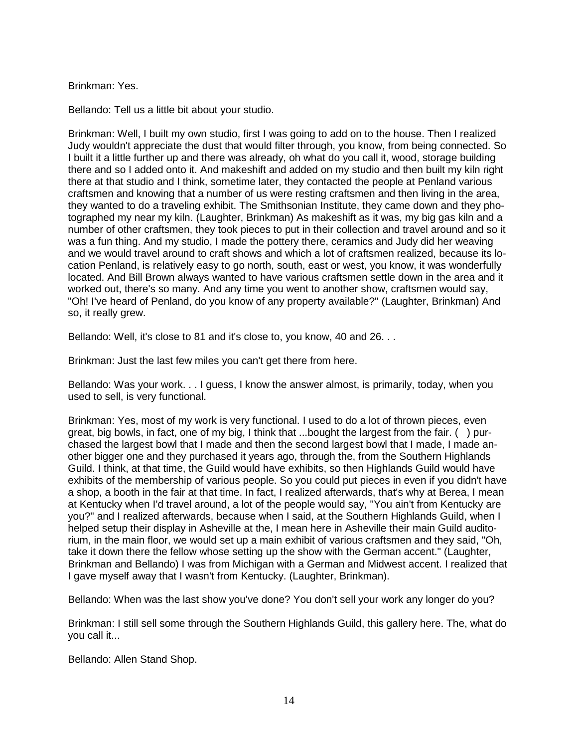Brinkman: Yes.

Bellando: Tell us a little bit about your studio.

Brinkman: Well, I built my own studio, first I was going to add on to the house. Then I realized Judy wouldn't appreciate the dust that would filter through, you know, from being connected. So I built it a little further up and there was already, oh what do you call it, wood, storage building there and so I added onto it. And makeshift and added on my studio and then built my kiln right there at that studio and I think, sometime later, they contacted the people at Penland various craftsmen and knowing that a number of us were resting craftsmen and then living in the area, they wanted to do a traveling exhibit. The Smithsonian Institute, they came down and they photographed my near my kiln. (Laughter, Brinkman) As makeshift as it was, my big gas kiln and a number of other craftsmen, they took pieces to put in their collection and travel around and so it was a fun thing. And my studio, I made the pottery there, ceramics and Judy did her weaving and we would travel around to craft shows and which a lot of craftsmen realized, because its location Penland, is relatively easy to go north, south, east or west, you know, it was wonderfully located. And Bill Brown always wanted to have various craftsmen settle down in the area and it worked out, there's so many. And any time you went to another show, craftsmen would say, "Oh! I've heard of Penland, do you know of any property available?" (Laughter, Brinkman) And so, it really grew.

Bellando: Well, it's close to 81 and it's close to, you know, 40 and 26. . .

Brinkman: Just the last few miles you can't get there from here.

Bellando: Was your work. . . I guess, I know the answer almost, is primarily, today, when you used to sell, is very functional.

Brinkman: Yes, most of my work is very functional. I used to do a lot of thrown pieces, even great, big bowls, in fact, one of my big, I think that ...bought the largest from the fair. ( ) purchased the largest bowl that I made and then the second largest bowl that I made, I made another bigger one and they purchased it years ago, through the, from the Southern Highlands Guild. I think, at that time, the Guild would have exhibits, so then Highlands Guild would have exhibits of the membership of various people. So you could put pieces in even if you didn't have a shop, a booth in the fair at that time. In fact, I realized afterwards, that's why at Berea, I mean at Kentucky when I'd travel around, a lot of the people would say, "You ain't from Kentucky are you?" and I realized afterwards, because when I said, at the Southern Highlands Guild, when I helped setup their display in Asheville at the, I mean here in Asheville their main Guild auditorium, in the main floor, we would set up a main exhibit of various craftsmen and they said, "Oh, take it down there the fellow whose setting up the show with the German accent." (Laughter, Brinkman and Bellando) I was from Michigan with a German and Midwest accent. I realized that I gave myself away that I wasn't from Kentucky. (Laughter, Brinkman).

Bellando: When was the last show you've done? You don't sell your work any longer do you?

Brinkman: I still sell some through the Southern Highlands Guild, this gallery here. The, what do you call it...

Bellando: Allen Stand Shop.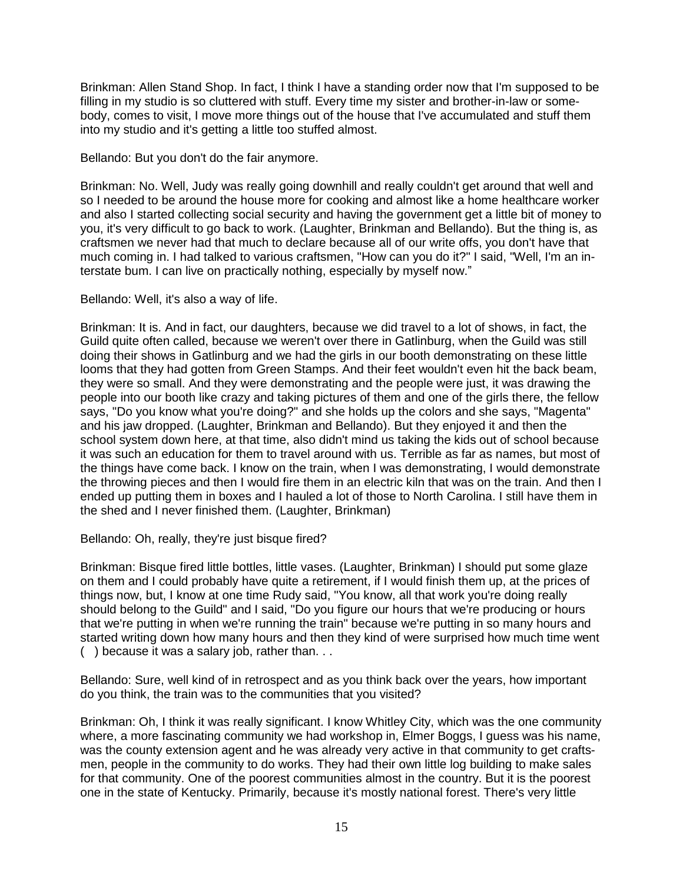Brinkman: Allen Stand Shop. In fact, I think I have a standing order now that I'm supposed to be filling in my studio is so cluttered with stuff. Every time my sister and brother-in-law or somebody, comes to visit, I move more things out of the house that I've accumulated and stuff them into my studio and it's getting a little too stuffed almost.

Bellando: But you don't do the fair anymore.

Brinkman: No. Well, Judy was really going downhill and really couldn't get around that well and so I needed to be around the house more for cooking and almost like a home healthcare worker and also I started collecting social security and having the government get a little bit of money to you, it's very difficult to go back to work. (Laughter, Brinkman and Bellando). But the thing is, as craftsmen we never had that much to declare because all of our write offs, you don't have that much coming in. I had talked to various craftsmen, "How can you do it?" I said, "Well, I'm an interstate bum. I can live on practically nothing, especially by myself now."

Bellando: Well, it's also a way of life.

Brinkman: It is. And in fact, our daughters, because we did travel to a lot of shows, in fact, the Guild quite often called, because we weren't over there in Gatlinburg, when the Guild was still doing their shows in Gatlinburg and we had the girls in our booth demonstrating on these little looms that they had gotten from Green Stamps. And their feet wouldn't even hit the back beam, they were so small. And they were demonstrating and the people were just, it was drawing the people into our booth like crazy and taking pictures of them and one of the girls there, the fellow says, "Do you know what you're doing?" and she holds up the colors and she says, "Magenta" and his jaw dropped. (Laughter, Brinkman and Bellando). But they enjoyed it and then the school system down here, at that time, also didn't mind us taking the kids out of school because it was such an education for them to travel around with us. Terrible as far as names, but most of the things have come back. I know on the train, when I was demonstrating, I would demonstrate the throwing pieces and then I would fire them in an electric kiln that was on the train. And then I ended up putting them in boxes and I hauled a lot of those to North Carolina. I still have them in the shed and I never finished them. (Laughter, Brinkman)

Bellando: Oh, really, they're just bisque fired?

Brinkman: Bisque fired little bottles, little vases. (Laughter, Brinkman) I should put some glaze on them and I could probably have quite a retirement, if I would finish them up, at the prices of things now, but, I know at one time Rudy said, "You know, all that work you're doing really should belong to the Guild" and I said, "Do you figure our hours that we're producing or hours that we're putting in when we're running the train" because we're putting in so many hours and started writing down how many hours and then they kind of were surprised how much time went ( ) because it was a salary job, rather than. . .

Bellando: Sure, well kind of in retrospect and as you think back over the years, how important do you think, the train was to the communities that you visited?

Brinkman: Oh, I think it was really significant. I know Whitley City, which was the one community where, a more fascinating community we had workshop in, Elmer Boggs, I guess was his name, was the county extension agent and he was already very active in that community to get craftsmen, people in the community to do works. They had their own little log building to make sales for that community. One of the poorest communities almost in the country. But it is the poorest one in the state of Kentucky. Primarily, because it's mostly national forest. There's very little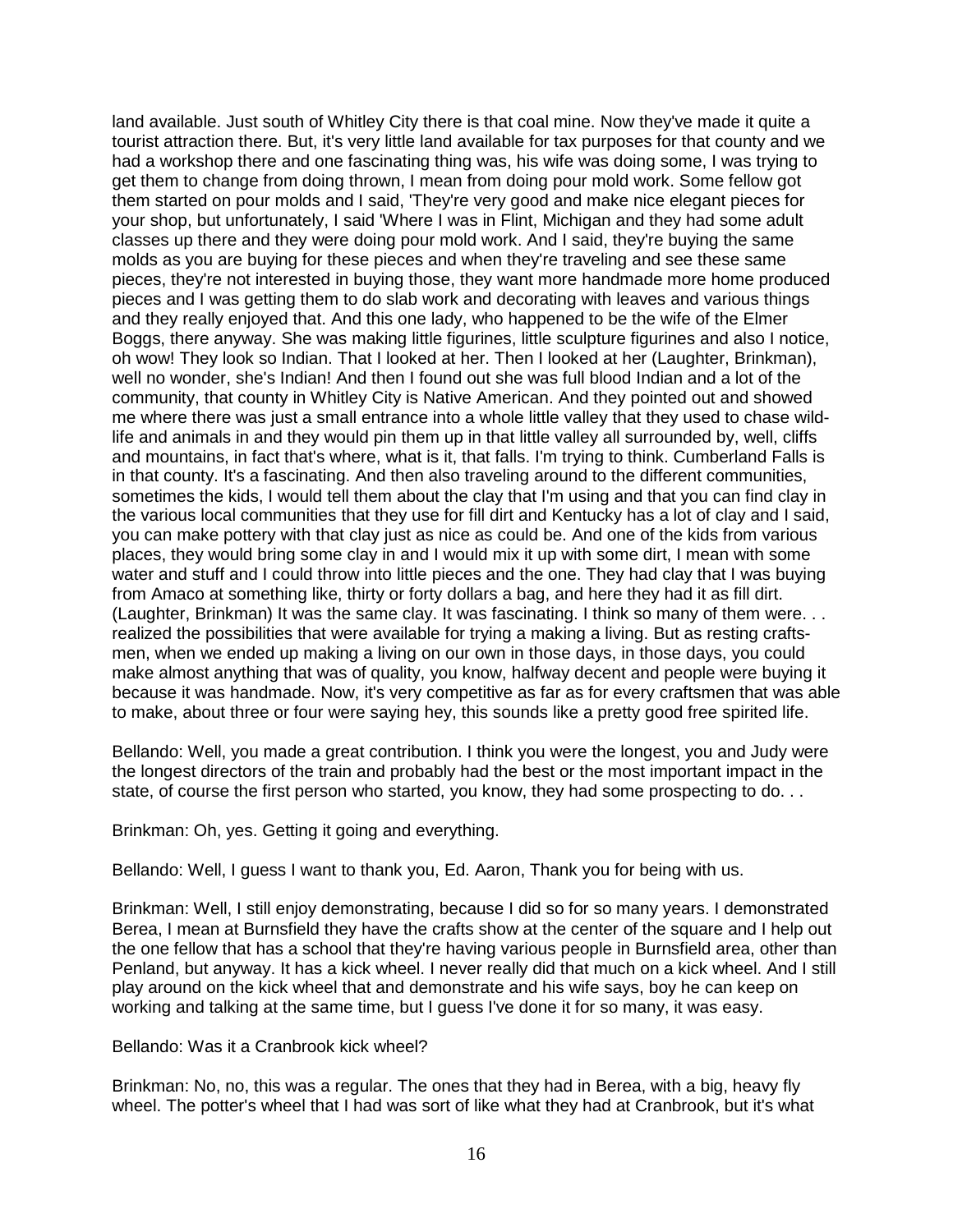land available. Just south of Whitley City there is that coal mine. Now they've made it quite a tourist attraction there. But, it's very little land available for tax purposes for that county and we had a workshop there and one fascinating thing was, his wife was doing some, I was trying to get them to change from doing thrown, I mean from doing pour mold work. Some fellow got them started on pour molds and I said, 'They're very good and make nice elegant pieces for your shop, but unfortunately, I said 'Where I was in Flint, Michigan and they had some adult classes up there and they were doing pour mold work. And I said, they're buying the same molds as you are buying for these pieces and when they're traveling and see these same pieces, they're not interested in buying those, they want more handmade more home produced pieces and I was getting them to do slab work and decorating with leaves and various things and they really enjoyed that. And this one lady, who happened to be the wife of the Elmer Boggs, there anyway. She was making little figurines, little sculpture figurines and also I notice, oh wow! They look so Indian. That I looked at her. Then I looked at her (Laughter, Brinkman), well no wonder, she's Indian! And then I found out she was full blood Indian and a lot of the community, that county in Whitley City is Native American. And they pointed out and showed me where there was just a small entrance into a whole little valley that they used to chase wild-life and animals in and they would pin them up in that little valley all surrounded by, well, cliffs and mountains, in fact that's where, what is it, that falls. I'm trying to think. Cumberland Falls is in that county. It's a fascinating. And then also traveling around to the different communities, sometimes the kids, I would tell them about the clay that I'm using and that you can find clay in the various local communities that they use for fill dirt and Kentucky has a lot of clay and I said, you can make pottery with that clay just as nice as could be. And one of the kids from various places, they would bring some clay in and I would mix it up with some dirt, I mean with some water and stuff and I could throw into little pieces and the one. They had clay that I was buying from Amaco at something like, thirty or forty dollars a bag, and here they had it as fill dirt. (Laughter, Brinkman) It was the same clay. It was fascinating. I think so many of them were. . . realized the possibilities that were available for trying a making a living. But as resting crafts-men, when we ended up making a living on our own in those days, in those days, you could make almost anything that was of quality, you know, halfway decent and people were buying it because it was handmade. Now, it's very competitive as far as for every craftsmen that was able to make, about three or four were saying hey, this sounds like a pretty good free spirited life.

Bellando: Well, you made a great contribution. I think you were the longest, you and Judy were the longest directors of the train and probably had the best or the most important impact in the state, of course the first person who started, you know, they had some prospecting to do. . .

Brinkman: Oh, yes. Getting it going and everything.

Bellando: Well, I guess I want to thank you, Ed. Aaron, Thank you for being with us.

Brinkman: Well, I still enjoy demonstrating, because I did so for so many years. I demonstrated Berea, I mean at Burnsfield they have the crafts show at the center of the square and I help out the one fellow that has a school that they're having various people in Burnsfield area, other than Penland, but anyway. It has a kick wheel. I never really did that much on a kick wheel. And I still play around on the kick wheel that and demonstrate and his wife says, boy he can keep on working and talking at the same time, but I guess I've done it for so many, it was easy.

Bellando: Was it a Cranbrook kick wheel?

Brinkman: No, no, this was a regular. The ones that they had in Berea, with a big, heavy fly wheel. The potter's wheel that I had was sort of like what they had at Cranbrook, but it's what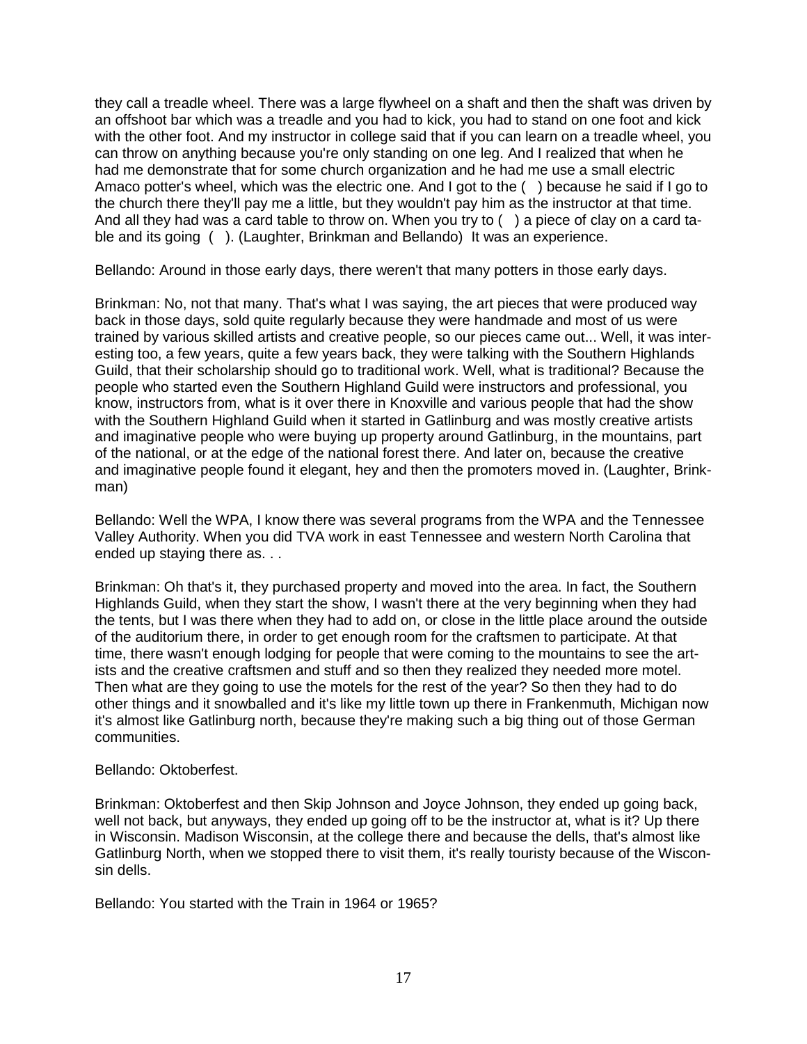they call a treadle wheel. There was a large flywheel on a shaft and then the shaft was driven by an offshoot bar which was a treadle and you had to kick, you had to stand on one foot and kick with the other foot. And my instructor in college said that if you can learn on a treadle wheel, you can throw on anything because you're only standing on one leg. And I realized that when he had me demonstrate that for some church organization and he had me use a small electric Amaco potter's wheel, which was the electric one. And I got to the ( ) because he said if I go to the church there they'll pay me a little, but they wouldn't pay him as the instructor at that time. And all they had was a card table to throw on. When you try to ( ) a piece of clay on a card table and its going ( ). (Laughter, Brinkman and Bellando) It was an experience.

Bellando: Around in those early days, there weren't that many potters in those early days.

Brinkman: No, not that many. That's what I was saying, the art pieces that were produced way back in those days, sold quite regularly because they were handmade and most of us were trained by various skilled artists and creative people, so our pieces came out... Well, it was interesting too, a few years, quite a few years back, they were talking with the Southern Highlands Guild, that their scholarship should go to traditional work. Well, what is traditional? Because the people who started even the Southern Highland Guild were instructors and professional, you know, instructors from, what is it over there in Knoxville and various people that had the show with the Southern Highland Guild when it started in Gatlinburg and was mostly creative artists and imaginative people who were buying up property around Gatlinburg, in the mountains, part of the national, or at the edge of the national forest there. And later on, because the creative and imaginative people found it elegant, hey and then the promoters moved in. (Laughter, Brinkman)

Bellando: Well the WPA, I know there was several programs from the WPA and the Tennessee Valley Authority. When you did TVA work in east Tennessee and western North Carolina that ended up staying there as. . .

Brinkman: Oh that's it, they purchased property and moved into the area. In fact, the Southern Highlands Guild, when they start the show, I wasn't there at the very beginning when they had the tents, but I was there when they had to add on, or close in the little place around the outside of the auditorium there, in order to get enough room for the craftsmen to participate. At that time, there wasn't enough lodging for people that were coming to the mountains to see the artists and the creative craftsmen and stuff and so then they realized they needed more motel. Then what are they going to use the motels for the rest of the year? So then they had to do other things and it snowballed and it's like my little town up there in Frankenmuth, Michigan now it's almost like Gatlinburg north, because they're making such a big thing out of those German communities.

Bellando: Oktoberfest.

Brinkman: Oktoberfest and then Skip Johnson and Joyce Johnson, they ended up going back, well not back, but anyways, they ended up going off to be the instructor at, what is it? Up there in Wisconsin. Madison Wisconsin, at the college there and because the dells, that's almost like Gatlinburg North, when we stopped there to visit them, it's really touristy because of the Wisconsin dells.

Bellando: You started with the Train in 1964 or 1965?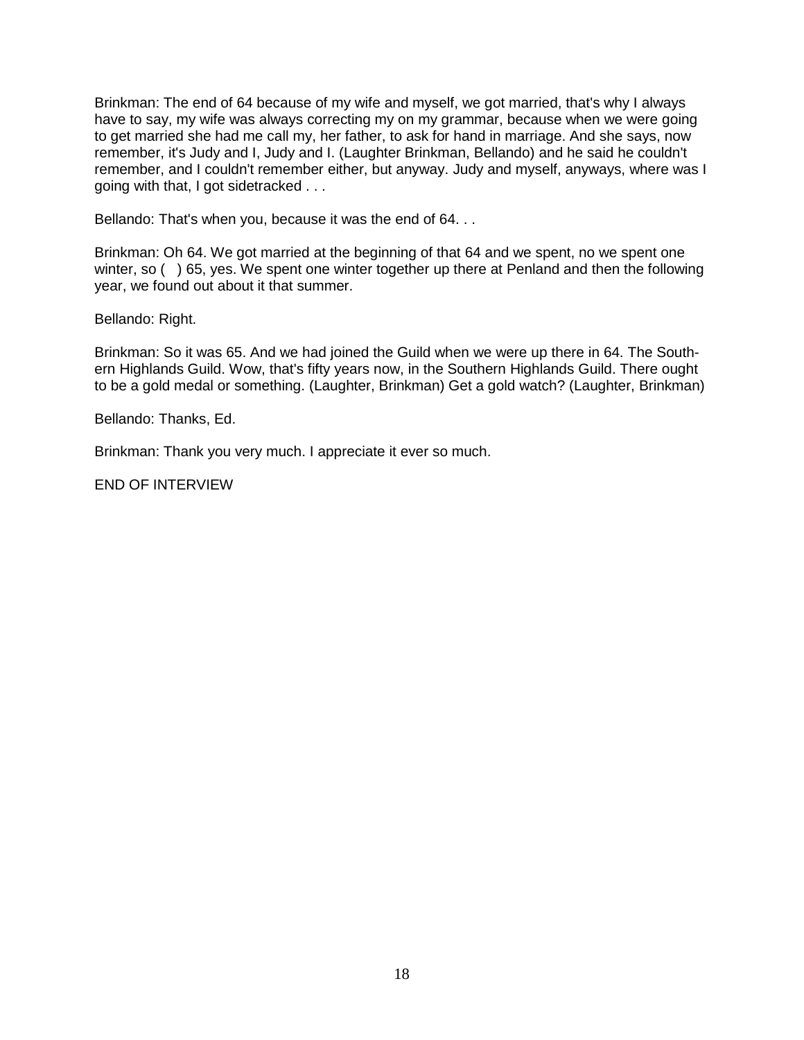Brinkman: The end of 64 because of my wife and myself, we got married, that's why I always have to say, my wife was always correcting my on my grammar, because when we were going to get married she had me call my, her father, to ask for hand in marriage. And she says, now remember, it's Judy and I, Judy and I. (Laughter Brinkman, Bellando) and he said he couldn't remember, and I couldn't remember either, but anyway. Judy and myself, anyways, where was I going with that, I got sidetracked . . .

Bellando: That's when you, because it was the end of 64. . .

Brinkman: Oh 64. We got married at the beginning of that 64 and we spent, no we spent one winter, so (   ) 65, yes. We spent one winter together up there at Penland and then the following year, we found out about it that summer.

Bellando: Right.

Brinkman: So it was 65. And we had joined the Guild when we were up there in 64. The Southern Highlands Guild. Wow, that's fifty years now, in the Southern Highlands Guild. There ought to be a gold medal or something. (Laughter, Brinkman) Get a gold watch? (Laughter, Brinkman)

Bellando: Thanks, Ed.

Brinkman: Thank you very much. I appreciate it ever so much.

END OF INTERVIEW